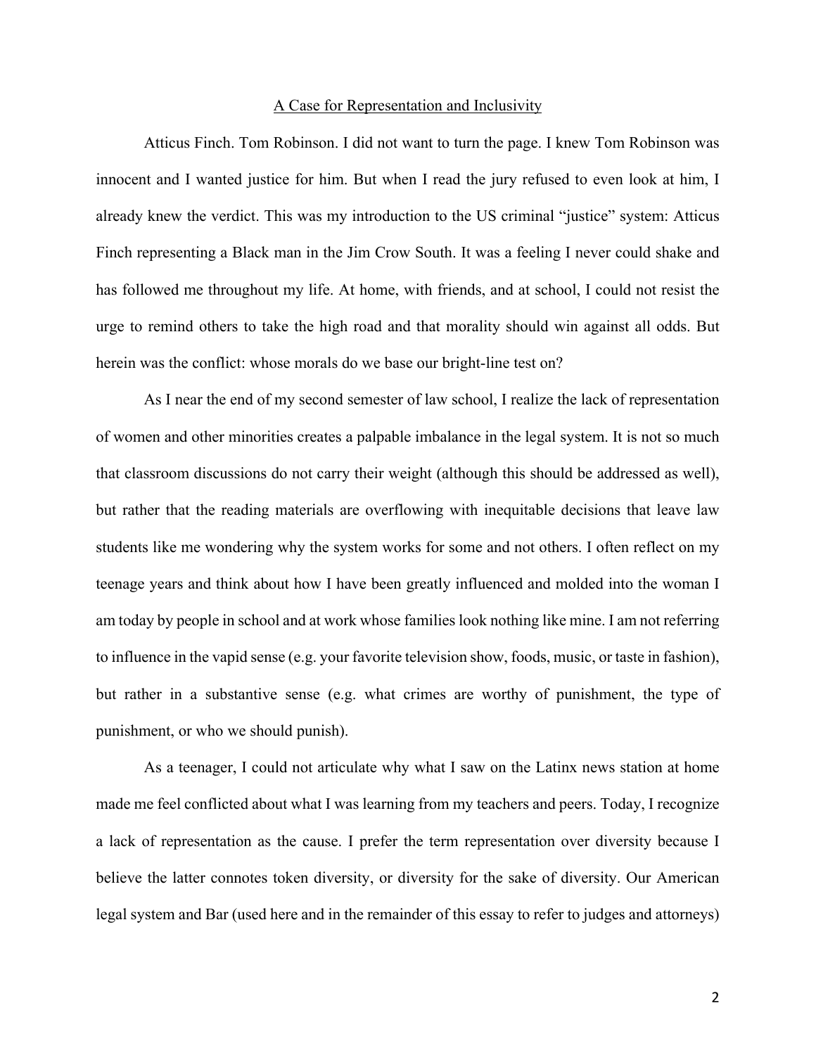# A Case for Representation and Inclusivity

Atticus Finch. Tom Robinson. I did not want to turn the page. I knew Tom Robinson was innocent and I wanted justice for him. But when I read the jury refused to even look at him, I already knew the verdict. This was my introduction to the US criminal "justice" system: Atticus Finch representing a Black man in the Jim Crow South. It was a feeling I never could shake and has followed me throughout my life. At home, with friends, and at school, I could not resist the urge to remind others to take the high road and that morality should win against all odds. But herein was the conflict: whose morals do we base our bright-line test on?

As I near the end of my second semester of law school, I realize the lack of representation of women and other minorities creates a palpable imbalance in the legal system. It is not so much that classroom discussions do not carry their weight (although this should be addressed as well), but rather that the reading materials are overflowing with inequitable decisions that leave law students like me wondering why the system works for some and not others. I often reflect on my teenage years and think about how I have been greatly influenced and molded into the woman I am today by people in school and at work whose families look nothing like mine. I am not referring to influence in the vapid sense (e.g. your favorite television show, foods, music, or taste in fashion), but rather in a substantive sense (e.g. what crimes are worthy of punishment, the type of punishment, or who we should punish).

As a teenager, I could not articulate why what I saw on the Latinx news station at home made me feel conflicted about what I was learning from my teachers and peers. Today, I recognize a lack of representation as the cause. I prefer the term representation over diversity because I believe the latter connotes token diversity, or diversity for the sake of diversity. Our American legal system and Bar (used here and in the remainder of this essay to refer to judges and attorneys)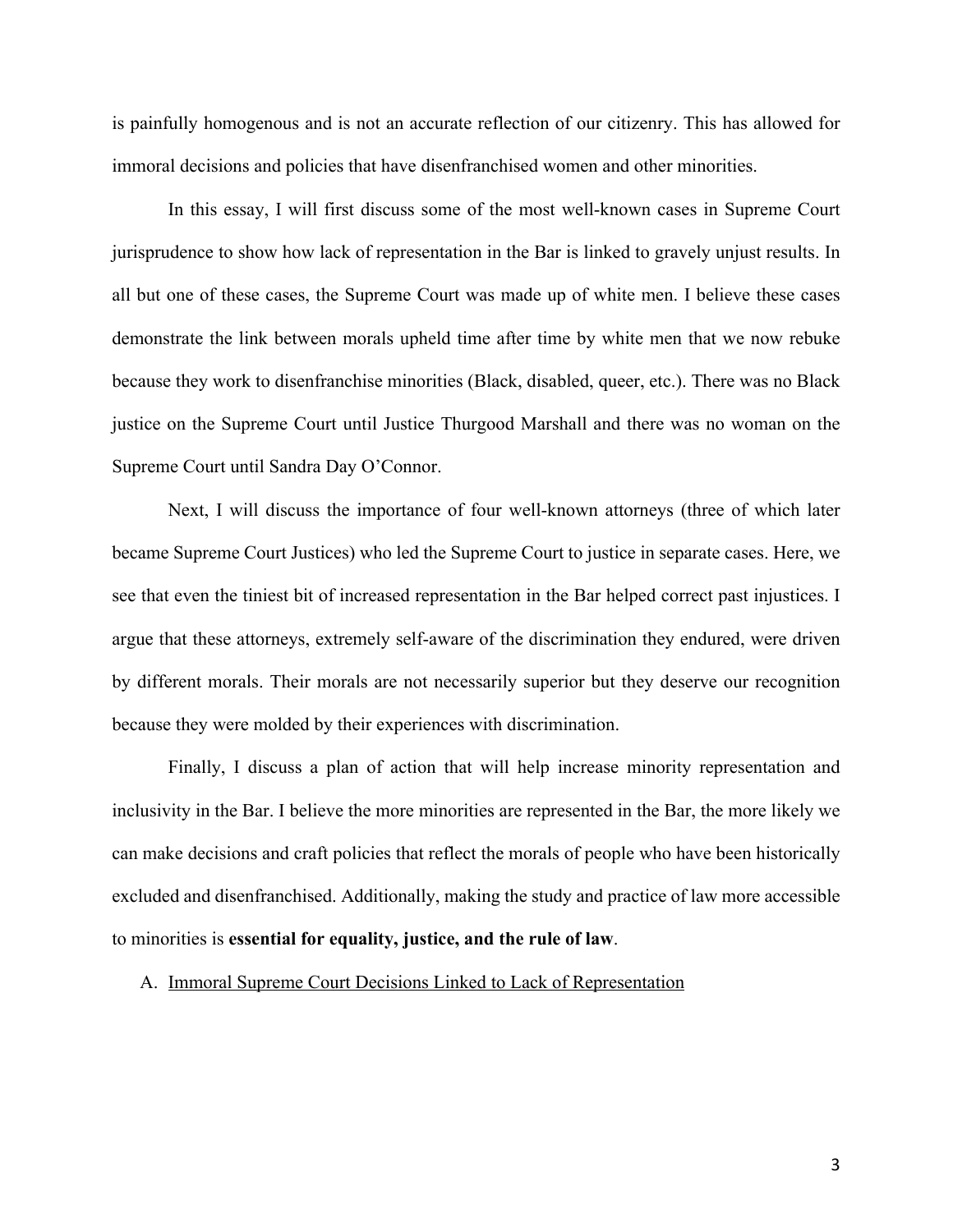is painfully homogenous and is not an accurate reflection of our citizenry. This has allowed for immoral decisions and policies that have disenfranchised women and other minorities.

In this essay, I will first discuss some of the most well-known cases in Supreme Court jurisprudence to show how lack of representation in the Bar is linked to gravely unjust results. In all but one of these cases, the Supreme Court was made up of white men. I believe these cases demonstrate the link between morals upheld time after time by white men that we now rebuke because they work to disenfranchise minorities (Black, disabled, queer, etc.). There was no Black justice on the Supreme Court until Justice Thurgood Marshall and there was no woman on the Supreme Court until Sandra Day O'Connor.

Next, I will discuss the importance of four well-known attorneys (three of which later became Supreme Court Justices) who led the Supreme Court to justice in separate cases. Here, we see that even the tiniest bit of increased representation in the Bar helped correct past injustices. I argue that these attorneys, extremely self-aware of the discrimination they endured, were driven by different morals. Their morals are not necessarily superior but they deserve our recognition because they were molded by their experiences with discrimination.

Finally, I discuss a plan of action that will help increase minority representation and inclusivity in the Bar. I believe the more minorities are represented in the Bar, the more likely we can make decisions and craft policies that reflect the morals of people who have been historically excluded and disenfranchised. Additionally, making the study and practice of law more accessible to minorities is **essential for equality, justice, and the rule of law**.

A. <u>Immoral Supreme Court Decisions Linked to Lack of Representation</u>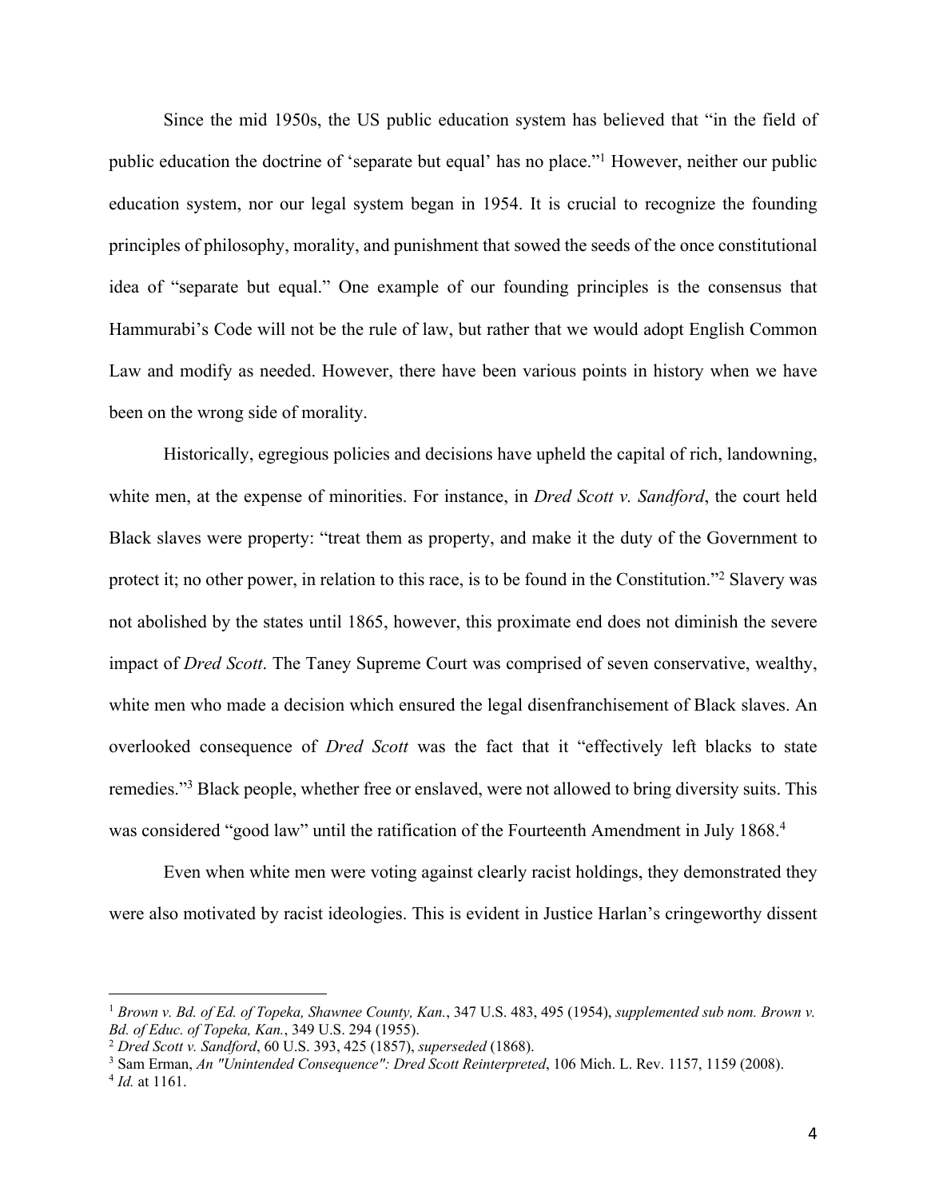Since the mid 1950s, the US public education system has believed that "in the field of public education the doctrine of 'separate but equal' has no place."[1] However, neither our public education system, nor our legal system began in 1954. It is crucial to recognize the founding principles of philosophy, morality, and punishment that sowed the seeds of the once constitutional idea of "separate but equal." One example of our founding principles is the consensus that Hammurabi's Code will not be the rule of law, but rather that we would adopt English Common Law and modify as needed. However, there have been various points in history when we have been on the wrong side of morality.

Historically, egregious policies and decisions have upheld the capital of rich, landowning, white men, at the expense of minorities. For instance, in *Dred Scott v. Sandford*, the court held Black slaves were property: "treat them as property, and make it the duty of the Government to protect it; no other power, in relation to this race, is to be found in the Constitution."[2] Slavery was not abolished by the states until 1865, however, this proximate end does not diminish the severe impact of *Dred Scott*. The Taney Supreme Court was comprised of seven conservative, wealthy, white men who made a decision which ensured the legal disenfranchisement of Black slaves. An overlooked consequence of *Dred Scott* was the fact that it "effectively left blacks to state remedies."[3] Black people, whether free or enslaved, were not allowed to bring diversity suits. This was considered "good law" until the ratification of the Fourteenth Amendment in July 1868.[4]

Even when white men were voting against clearly racist holdings, they demonstrated they were also motivated by racist ideologies. This is evident in Justice Harlan's cringeworthy dissent

---

[1] *Brown v. Bd. of Ed. of Topeka, Shawnee County, Kan.*, 347 U.S. 483, 495 (1954), *supplemented sub nom. Brown v. Bd. of Educ. of Topeka, Kan.*, 349 U.S. 294 (1955).

[2] *Dred Scott v. Sandford*, 60 U.S. 393, 425 (1857), *superseded* (1868).

[3] Sam Erman, *An "Unintended Consequence": Dred Scott Reinterpreted*, 106 Mich. L. Rev. 1157, 1159 (2008).

[4] *Id.* at 1161.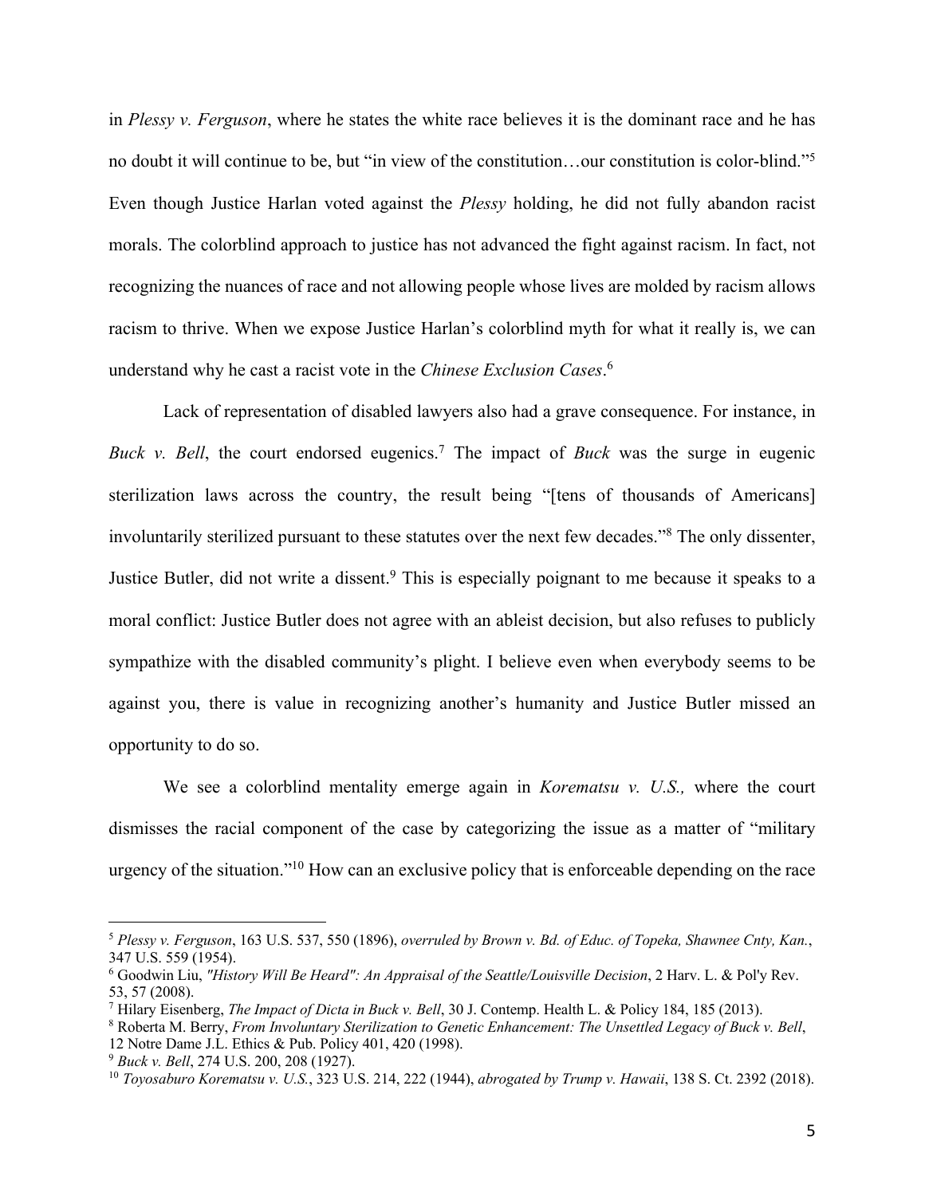in *Plessy v. Ferguson*, where he states the white race believes it is the dominant race and he has no doubt it will continue to be, but "in view of the constitution…our constitution is color-blind."[5] Even though Justice Harlan voted against the *Plessy* holding, he did not fully abandon racist morals. The colorblind approach to justice has not advanced the fight against racism. In fact, not recognizing the nuances of race and not allowing people whose lives are molded by racism allows racism to thrive. When we expose Justice Harlan's colorblind myth for what it really is, we can understand why he cast a racist vote in the *Chinese Exclusion Cases*.[6]

Lack of representation of disabled lawyers also had a grave consequence. For instance, in *Buck v. Bell*, the court endorsed eugenics.[7] The impact of *Buck* was the surge in eugenic sterilization laws across the country, the result being "[tens of thousands of Americans] involuntarily sterilized pursuant to these statutes over the next few decades."[8] The only dissenter, Justice Butler, did not write a dissent.[9] This is especially poignant to me because it speaks to a moral conflict: Justice Butler does not agree with an ableist decision, but also refuses to publicly sympathize with the disabled community's plight. I believe even when everybody seems to be against you, there is value in recognizing another's humanity and Justice Butler missed an opportunity to do so.

We see a colorblind mentality emerge again in *Korematsu v. U.S.,* where the court dismisses the racial component of the case by categorizing the issue as a matter of "military urgency of the situation."[10] How can an exclusive policy that is enforceable depending on the race

---

[5] *Plessy v. Ferguson*, 163 U.S. 537, 550 (1896), *overruled by Brown v. Bd. of Educ. of Topeka, Shawnee Cnty, Kan.*, 347 U.S. 559 (1954).

[6] Goodwin Liu, *"History Will Be Heard": An Appraisal of the Seattle/Louisville Decision*, 2 Harv. L. & Pol'y Rev. 53, 57 (2008).

[7] Hilary Eisenberg, *The Impact of Dicta in Buck v. Bell*, 30 J. Contemp. Health L. & Policy 184, 185 (2013).

[8] Roberta M. Berry, *From Involuntary Sterilization to Genetic Enhancement: The Unsettled Legacy of Buck v. Bell*, 12 Notre Dame J.L. Ethics & Pub. Policy 401, 420 (1998).

[9] *Buck v. Bell*, 274 U.S. 200, 208 (1927).

[10] *Toyosaburo Korematsu v. U.S.*, 323 U.S. 214, 222 (1944), *abrogated by Trump v. Hawaii*, 138 S. Ct. 2392 (2018).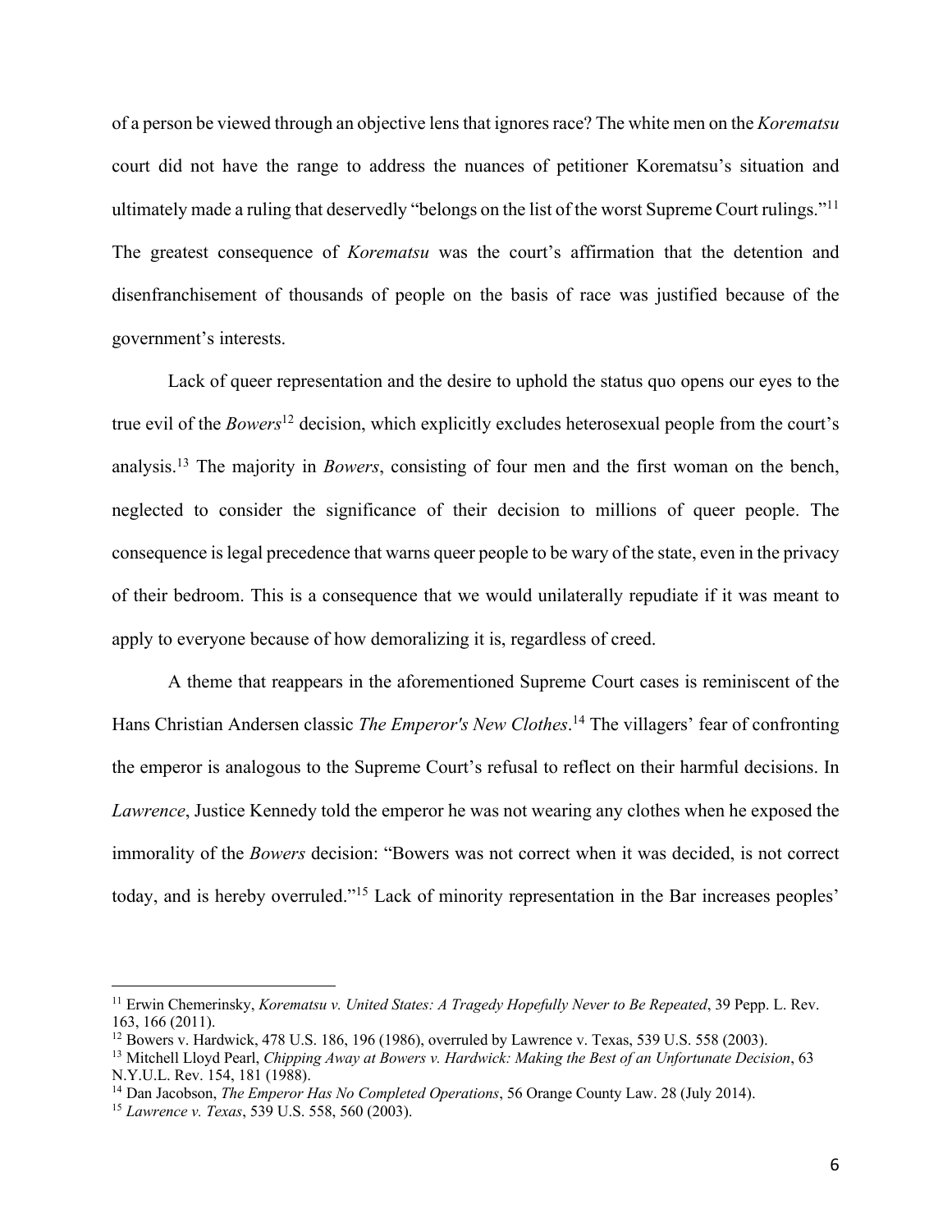of a person be viewed through an objective lens that ignores race? The white men on the *Korematsu* court did not have the range to address the nuances of petitioner Korematsu's situation and ultimately made a ruling that deservedly "belongs on the list of the worst Supreme Court rulings."[11] The greatest consequence of *Korematsu* was the court's affirmation that the detention and disenfranchisement of thousands of people on the basis of race was justified because of the government's interests.

Lack of queer representation and the desire to uphold the status quo opens our eyes to the true evil of the *Bowers*[12] decision, which explicitly excludes heterosexual people from the court's analysis.[13] The majority in *Bowers*, consisting of four men and the first woman on the bench, neglected to consider the significance of their decision to millions of queer people. The consequence is legal precedence that warns queer people to be wary of the state, even in the privacy of their bedroom. This is a consequence that we would unilaterally repudiate if it was meant to apply to everyone because of how demoralizing it is, regardless of creed.

A theme that reappears in the aforementioned Supreme Court cases is reminiscent of the Hans Christian Andersen classic *The Emperor's New Clothes*.[14] The villagers' fear of confronting the emperor is analogous to the Supreme Court's refusal to reflect on their harmful decisions. In *Lawrence*, Justice Kennedy told the emperor he was not wearing any clothes when he exposed the immorality of the *Bowers* decision: "Bowers was not correct when it was decided, is not correct today, and is hereby overruled."[15] Lack of minority representation in the Bar increases peoples'

---

[11] Erwin Chemerinsky, *Korematsu v. United States: A Tragedy Hopefully Never to Be Repeated*, 39 Pepp. L. Rev. 163, 166 (2011).

[12] Bowers v. Hardwick, 478 U.S. 186, 196 (1986), overruled by Lawrence v. Texas, 539 U.S. 558 (2003).

[13] Mitchell Lloyd Pearl, *Chipping Away at Bowers v. Hardwick: Making the Best of an Unfortunate Decision*, 63 N.Y.U.L. Rev. 154, 181 (1988).

[14] Dan Jacobson, *The Emperor Has No Completed Operations*, 56 Orange County Law. 28 (July 2014).

[15] *Lawrence v. Texas*, 539 U.S. 558, 560 (2003).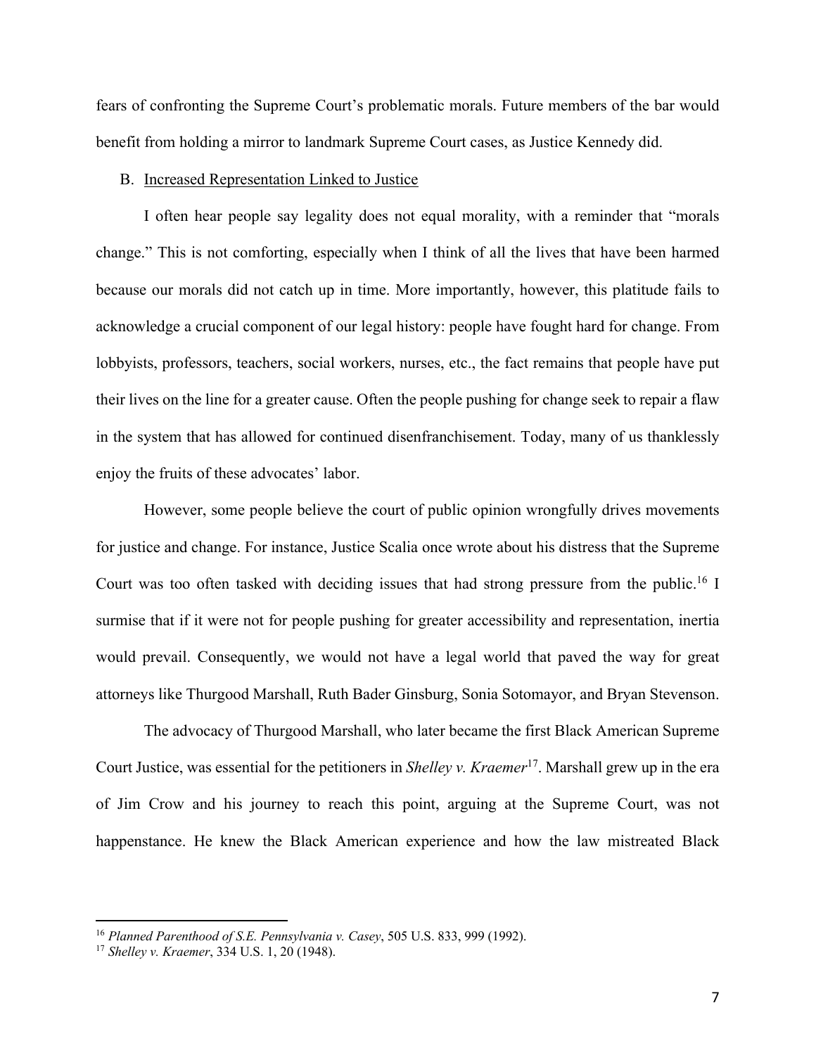fears of confronting the Supreme Court's problematic morals. Future members of the bar would benefit from holding a mirror to landmark Supreme Court cases, as Justice Kennedy did.

### B. Increased Representation Linked to Justice

I often hear people say legality does not equal morality, with a reminder that "morals change." This is not comforting, especially when I think of all the lives that have been harmed because our morals did not catch up in time. More importantly, however, this platitude fails to acknowledge a crucial component of our legal history: people have fought hard for change. From lobbyists, professors, teachers, social workers, nurses, etc., the fact remains that people have put their lives on the line for a greater cause. Often the people pushing for change seek to repair a flaw in the system that has allowed for continued disenfranchisement. Today, many of us thanklessly enjoy the fruits of these advocates' labor.

However, some people believe the court of public opinion wrongfully drives movements for justice and change. For instance, Justice Scalia once wrote about his distress that the Supreme Court was too often tasked with deciding issues that had strong pressure from the public.[16] I surmise that if it were not for people pushing for greater accessibility and representation, inertia would prevail. Consequently, we would not have a legal world that paved the way for great attorneys like Thurgood Marshall, Ruth Bader Ginsburg, Sonia Sotomayor, and Bryan Stevenson.

The advocacy of Thurgood Marshall, who later became the first Black American Supreme Court Justice, was essential for the petitioners in *Shelley v. Kraemer*[17]. Marshall grew up in the era of Jim Crow and his journey to reach this point, arguing at the Supreme Court, was not happenstance. He knew the Black American experience and how the law mistreated Black

---

[16] *Planned Parenthood of S.E. Pennsylvania v. Casey*, 505 U.S. 833, 999 (1992).

[17] *Shelley v. Kraemer*, 334 U.S. 1, 20 (1948).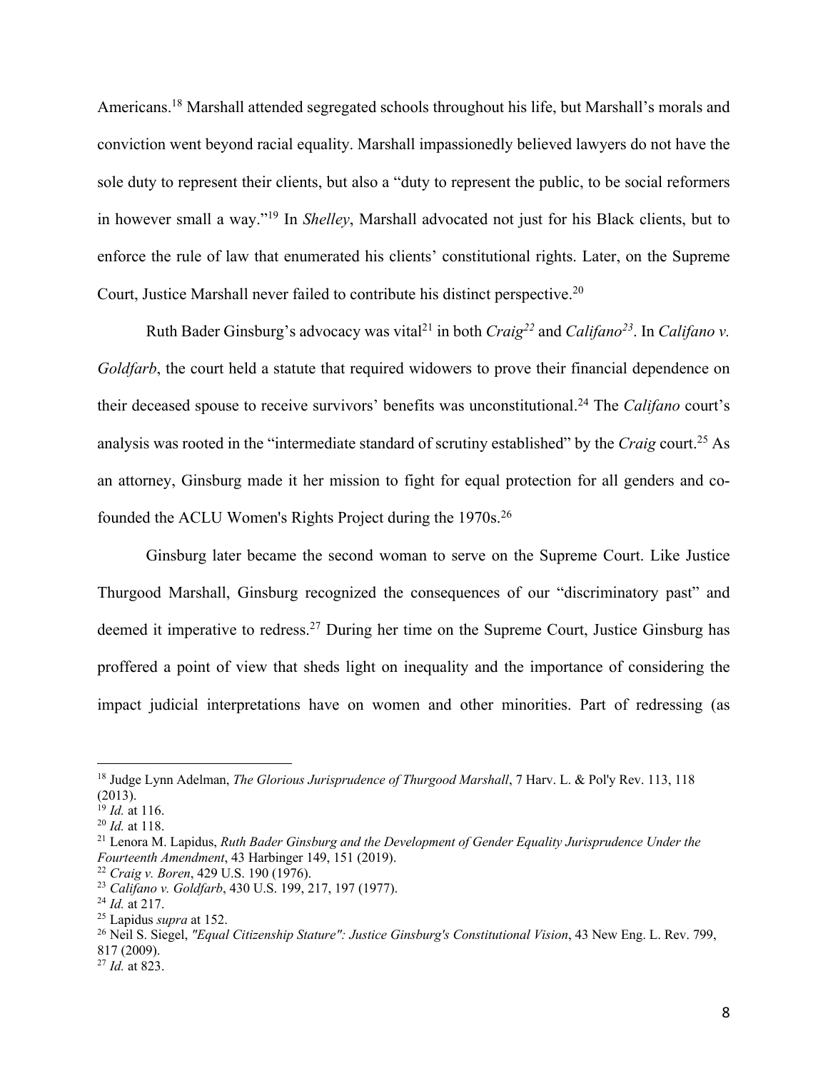Americans.[18] Marshall attended segregated schools throughout his life, but Marshall's morals and conviction went beyond racial equality. Marshall impassionedly believed lawyers do not have the sole duty to represent their clients, but also a "duty to represent the public, to be social reformers in however small a way."[19] In *Shelley*, Marshall advocated not just for his Black clients, but to enforce the rule of law that enumerated his clients' constitutional rights. Later, on the Supreme Court, Justice Marshall never failed to contribute his distinct perspective.[20]

Ruth Bader Ginsburg's advocacy was vital[21] in both *Craig*[22] and *Califano*[23]. In *Califano v. Goldfarb*, the court held a statute that required widowers to prove their financial dependence on their deceased spouse to receive survivors' benefits was unconstitutional.[24] The *Califano* court's analysis was rooted in the "intermediate standard of scrutiny established" by the *Craig* court.[25] As an attorney, Ginsburg made it her mission to fight for equal protection for all genders and co-founded the ACLU Women's Rights Project during the 1970s.[26]

Ginsburg later became the second woman to serve on the Supreme Court. Like Justice Thurgood Marshall, Ginsburg recognized the consequences of our "discriminatory past" and deemed it imperative to redress.[27] During her time on the Supreme Court, Justice Ginsburg has proffered a point of view that sheds light on inequality and the importance of considering the impact judicial interpretations have on women and other minorities. Part of redressing (as

---

[18] Judge Lynn Adelman, *The Glorious Jurisprudence of Thurgood Marshall*, 7 Harv. L. & Pol'y Rev. 113, 118 (2013).

[19] *Id.* at 116.

[20] *Id.* at 118.

[21] Lenora M. Lapidus, *Ruth Bader Ginsburg and the Development of Gender Equality Jurisprudence Under the Fourteenth Amendment*, 43 Harbinger 149, 151 (2019).

[22] *Craig v. Boren*, 429 U.S. 190 (1976).

[23] *Califano v. Goldfarb*, 430 U.S. 199, 217, 197 (1977).

[24] *Id.* at 217.

[25] Lapidus *supra* at 152.

[26] Neil S. Siegel, *"Equal Citizenship Stature": Justice Ginsburg's Constitutional Vision*, 43 New Eng. L. Rev. 799, 817 (2009).

[27] *Id.* at 823.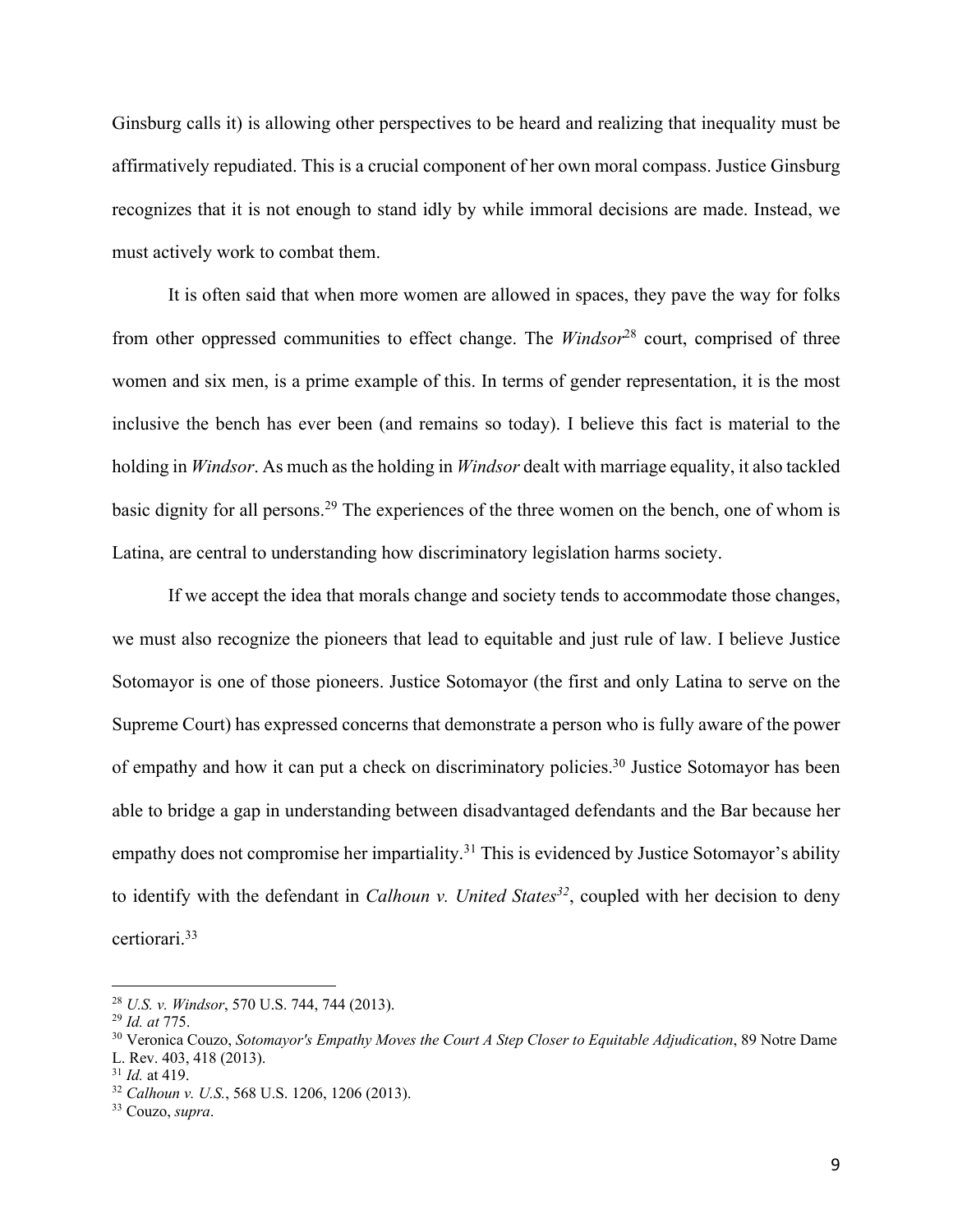Ginsburg calls it) is allowing other perspectives to be heard and realizing that inequality must be affirmatively repudiated. This is a crucial component of her own moral compass. Justice Ginsburg recognizes that it is not enough to stand idly by while immoral decisions are made. Instead, we must actively work to combat them.

It is often said that when more women are allowed in spaces, they pave the way for folks from other oppressed communities to effect change. The *Windsor*[28] court, comprised of three women and six men, is a prime example of this. In terms of gender representation, it is the most inclusive the bench has ever been (and remains so today). I believe this fact is material to the holding in *Windsor*. As much as the holding in *Windsor* dealt with marriage equality, it also tackled basic dignity for all persons.[29] The experiences of the three women on the bench, one of whom is Latina, are central to understanding how discriminatory legislation harms society.

If we accept the idea that morals change and society tends to accommodate those changes, we must also recognize the pioneers that lead to equitable and just rule of law. I believe Justice Sotomayor is one of those pioneers. Justice Sotomayor (the first and only Latina to serve on the Supreme Court) has expressed concerns that demonstrate a person who is fully aware of the power of empathy and how it can put a check on discriminatory policies.[30] Justice Sotomayor has been able to bridge a gap in understanding between disadvantaged defendants and the Bar because her empathy does not compromise her impartiality.[31] This is evidenced by Justice Sotomayor's ability to identify with the defendant in *Calhoun v. United States*[32], coupled with her decision to deny certiorari.[33]

---

[28] *U.S. v. Windsor*, 570 U.S. 744, 744 (2013).

[29] *Id. at* 775.

[30] Veronica Couzo, *Sotomayor's Empathy Moves the Court A Step Closer to Equitable Adjudication*, 89 Notre Dame L. Rev. 403, 418 (2013).

[31] *Id.* at 419.

[32] *Calhoun v. U.S.*, 568 U.S. 1206, 1206 (2013).

[33] Couzo, *supra*.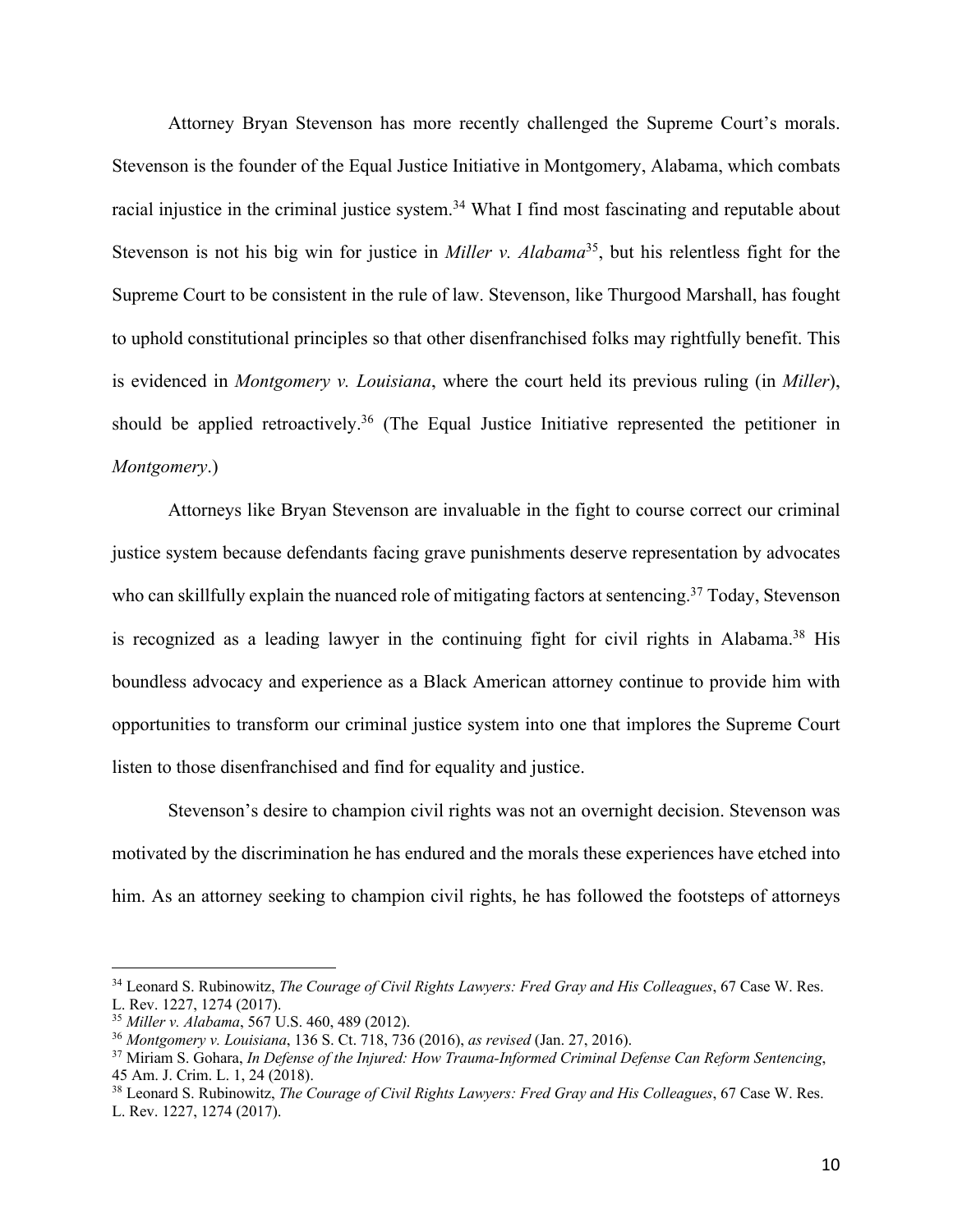Attorney Bryan Stevenson has more recently challenged the Supreme Court's morals. Stevenson is the founder of the Equal Justice Initiative in Montgomery, Alabama, which combats racial injustice in the criminal justice system.[34] What I find most fascinating and reputable about Stevenson is not his big win for justice in *Miller v. Alabama*[35], but his relentless fight for the Supreme Court to be consistent in the rule of law. Stevenson, like Thurgood Marshall, has fought to uphold constitutional principles so that other disenfranchised folks may rightfully benefit. This is evidenced in *Montgomery v. Louisiana*, where the court held its previous ruling (in *Miller*), should be applied retroactively.[36] (The Equal Justice Initiative represented the petitioner in *Montgomery*.)

Attorneys like Bryan Stevenson are invaluable in the fight to course correct our criminal justice system because defendants facing grave punishments deserve representation by advocates who can skillfully explain the nuanced role of mitigating factors at sentencing.[37] Today, Stevenson is recognized as a leading lawyer in the continuing fight for civil rights in Alabama.[38] His boundless advocacy and experience as a Black American attorney continue to provide him with opportunities to transform our criminal justice system into one that implores the Supreme Court listen to those disenfranchised and find for equality and justice.

Stevenson's desire to champion civil rights was not an overnight decision. Stevenson was motivated by the discrimination he has endured and the morals these experiences have etched into him. As an attorney seeking to champion civil rights, he has followed the footsteps of attorneys

---

[34] Leonard S. Rubinowitz, *The Courage of Civil Rights Lawyers: Fred Gray and His Colleagues*, 67 Case W. Res. L. Rev. 1227, 1274 (2017).

[35] *Miller v. Alabama*, 567 U.S. 460, 489 (2012).

[36] *Montgomery v. Louisiana*, 136 S. Ct. 718, 736 (2016), *as revised* (Jan. 27, 2016).

[37] Miriam S. Gohara, *In Defense of the Injured: How Trauma-Informed Criminal Defense Can Reform Sentencing*, 45 Am. J. Crim. L. 1, 24 (2018).

[38] Leonard S. Rubinowitz, *The Courage of Civil Rights Lawyers: Fred Gray and His Colleagues*, 67 Case W. Res. L. Rev. 1227, 1274 (2017).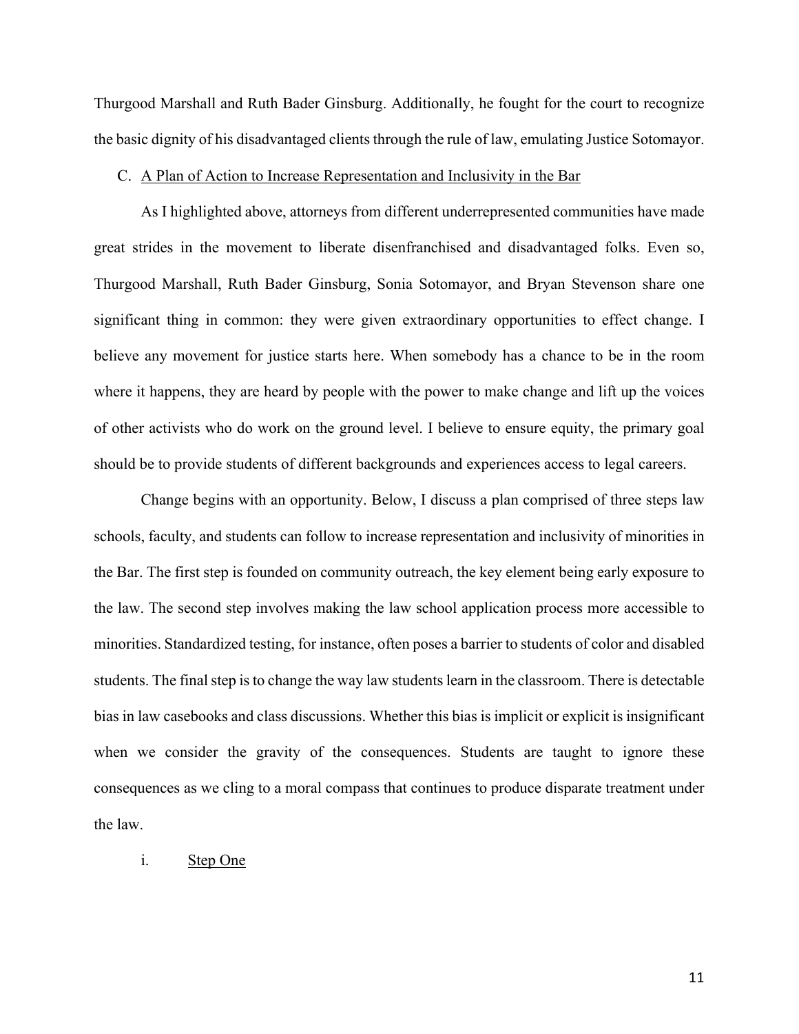Thurgood Marshall and Ruth Bader Ginsburg. Additionally, he fought for the court to recognize the basic dignity of his disadvantaged clients through the rule of law, emulating Justice Sotomayor.

### C. A Plan of Action to Increase Representation and Inclusivity in the Bar

As I highlighted above, attorneys from different underrepresented communities have made great strides in the movement to liberate disenfranchised and disadvantaged folks. Even so, Thurgood Marshall, Ruth Bader Ginsburg, Sonia Sotomayor, and Bryan Stevenson share one significant thing in common: they were given extraordinary opportunities to effect change. I believe any movement for justice starts here. When somebody has a chance to be in the room where it happens, they are heard by people with the power to make change and lift up the voices of other activists who do work on the ground level. I believe to ensure equity, the primary goal should be to provide students of different backgrounds and experiences access to legal careers.

Change begins with an opportunity. Below, I discuss a plan comprised of three steps law schools, faculty, and students can follow to increase representation and inclusivity of minorities in the Bar. The first step is founded on community outreach, the key element being early exposure to the law. The second step involves making the law school application process more accessible to minorities. Standardized testing, for instance, often poses a barrier to students of color and disabled students. The final step is to change the way law students learn in the classroom. There is detectable bias in law casebooks and class discussions. Whether this bias is implicit or explicit is insignificant when we consider the gravity of the consequences. Students are taught to ignore these consequences as we cling to a moral compass that continues to produce disparate treatment under the law.

#### i. Step One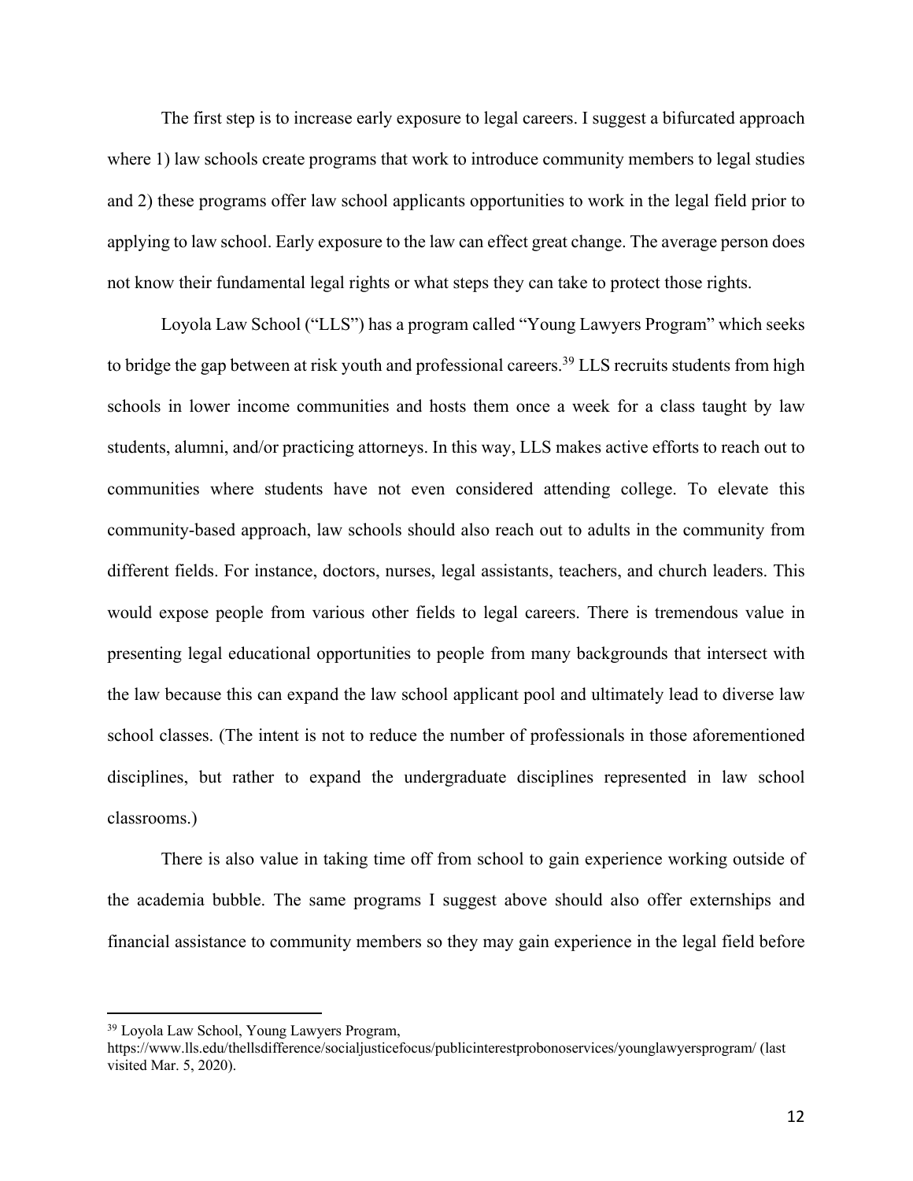The first step is to increase early exposure to legal careers. I suggest a bifurcated approach where 1) law schools create programs that work to introduce community members to legal studies and 2) these programs offer law school applicants opportunities to work in the legal field prior to applying to law school. Early exposure to the law can effect great change. The average person does not know their fundamental legal rights or what steps they can take to protect those rights.

Loyola Law School ("LLS") has a program called "Young Lawyers Program" which seeks to bridge the gap between at risk youth and professional careers.[39] LLS recruits students from high schools in lower income communities and hosts them once a week for a class taught by law students, alumni, and/or practicing attorneys. In this way, LLS makes active efforts to reach out to communities where students have not even considered attending college. To elevate this community-based approach, law schools should also reach out to adults in the community from different fields. For instance, doctors, nurses, legal assistants, teachers, and church leaders. This would expose people from various other fields to legal careers. There is tremendous value in presenting legal educational opportunities to people from many backgrounds that intersect with the law because this can expand the law school applicant pool and ultimately lead to diverse law school classes. (The intent is not to reduce the number of professionals in those aforementioned disciplines, but rather to expand the undergraduate disciplines represented in law school classrooms.)

There is also value in taking time off from school to gain experience working outside of the academia bubble. The same programs I suggest above should also offer externships and financial assistance to community members so they may gain experience in the legal field before

[39] Loyola Law School, Young Lawyers Program, https://www.lls.edu/thellsdifference/socialjusticefocus/publicinterestprobonoservices/younglawyersprogram/ (last visited Mar. 5, 2020).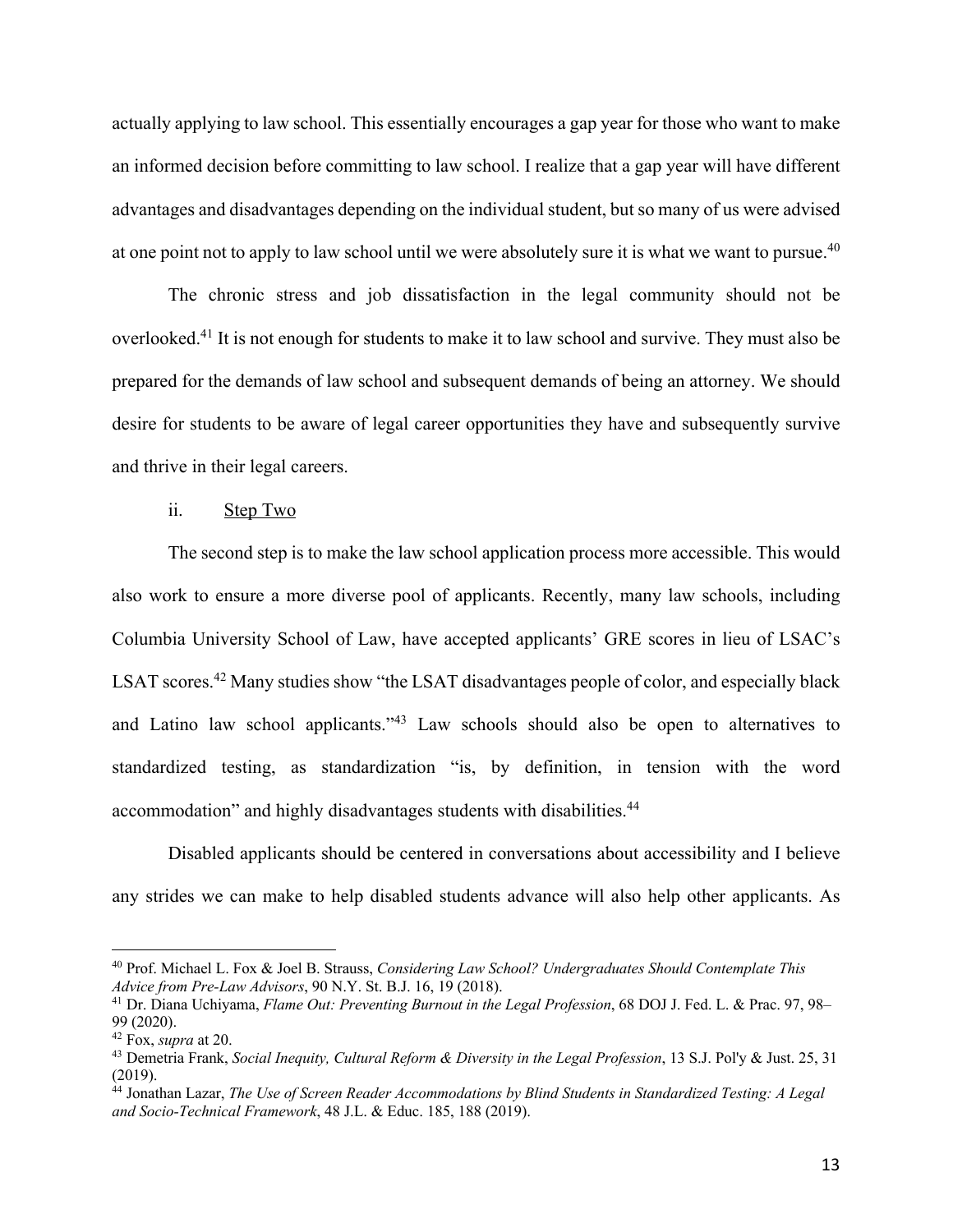actually applying to law school. This essentially encourages a gap year for those who want to make an informed decision before committing to law school. I realize that a gap year will have different advantages and disadvantages depending on the individual student, but so many of us were advised at one point not to apply to law school until we were absolutely sure it is what we want to pursue.[40]

The chronic stress and job dissatisfaction in the legal community should not be overlooked.[41] It is not enough for students to make it to law school and survive. They must also be prepared for the demands of law school and subsequent demands of being an attorney. We should desire for students to be aware of legal career opportunities they have and subsequently survive and thrive in their legal careers.

ii. <u>Step Two</u>

The second step is to make the law school application process more accessible. This would also work to ensure a more diverse pool of applicants. Recently, many law schools, including Columbia University School of Law, have accepted applicants' GRE scores in lieu of LSAC's LSAT scores.[42] Many studies show "the LSAT disadvantages people of color, and especially black and Latino law school applicants."[43] Law schools should also be open to alternatives to standardized testing, as standardization "is, by definition, in tension with the word accommodation" and highly disadvantages students with disabilities.[44]

Disabled applicants should be centered in conversations about accessibility and I believe any strides we can make to help disabled students advance will also help other applicants. As

---

[40] Prof. Michael L. Fox & Joel B. Strauss, *Considering Law School? Undergraduates Should Contemplate This Advice from Pre-Law Advisors*, 90 N.Y. St. B.J. 16, 19 (2018).

[41] Dr. Diana Uchiyama, *Flame Out: Preventing Burnout in the Legal Profession*, 68 DOJ J. Fed. L. & Prac. 97, 98–99 (2020).

[42] Fox, *supra* at 20.

[43] Demetria Frank, *Social Inequity, Cultural Reform & Diversity in the Legal Profession*, 13 S.J. Pol'y & Just. 25, 31 (2019).

[44] Jonathan Lazar, *The Use of Screen Reader Accommodations by Blind Students in Standardized Testing: A Legal and Socio-Technical Framework*, 48 J.L. & Educ. 185, 188 (2019).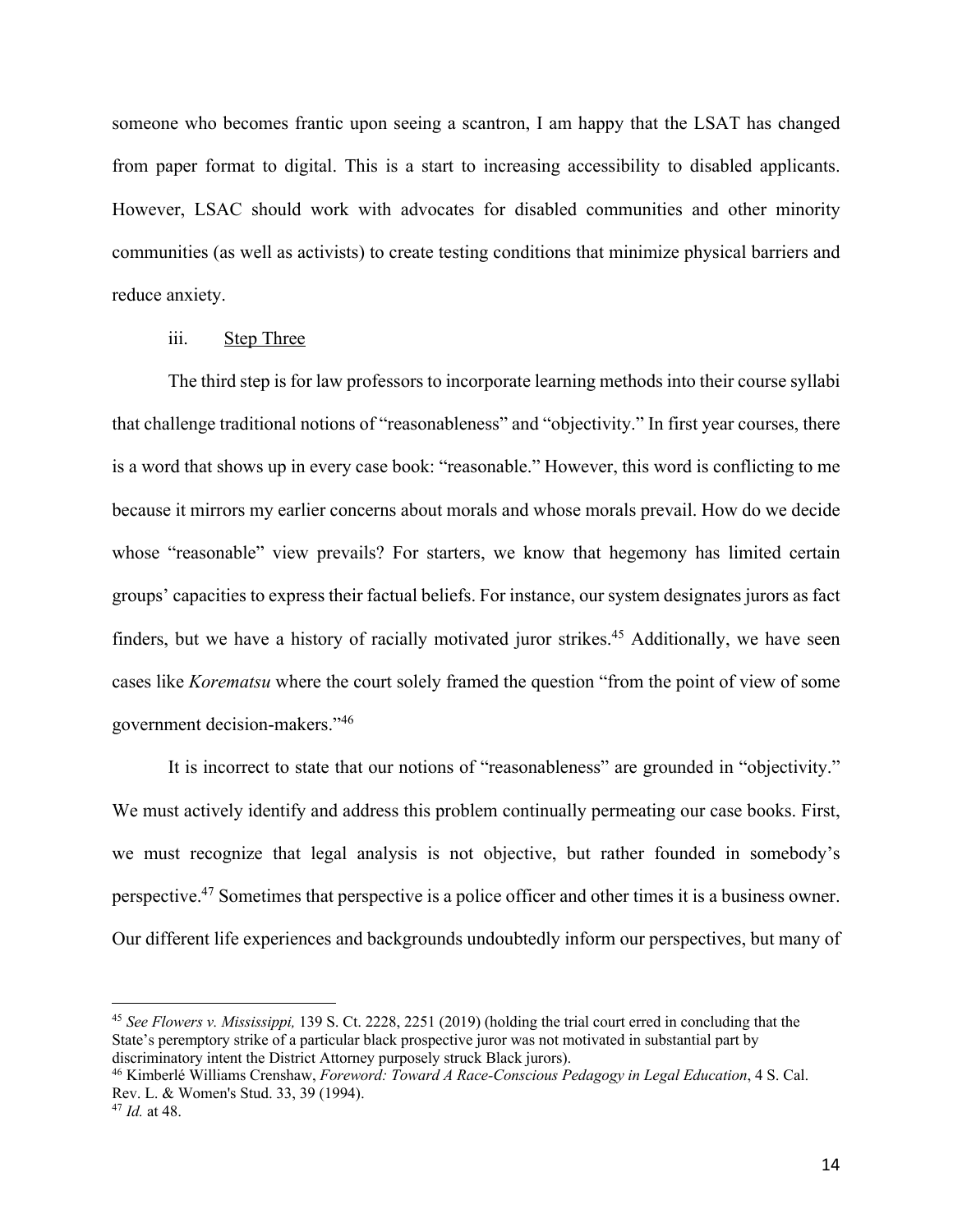someone who becomes frantic upon seeing a scantron, I am happy that the LSAT has changed from paper format to digital. This is a start to increasing accessibility to disabled applicants. However, LSAC should work with advocates for disabled communities and other minority communities (as well as activists) to create testing conditions that minimize physical barriers and reduce anxiety.

iii. Step Three

The third step is for law professors to incorporate learning methods into their course syllabi that challenge traditional notions of "reasonableness" and "objectivity." In first year courses, there is a word that shows up in every case book: "reasonable." However, this word is conflicting to me because it mirrors my earlier concerns about morals and whose morals prevail. How do we decide whose "reasonable" view prevails? For starters, we know that hegemony has limited certain groups' capacities to express their factual beliefs. For instance, our system designates jurors as fact finders, but we have a history of racially motivated juror strikes.[45] Additionally, we have seen cases like *Korematsu* where the court solely framed the question "from the point of view of some government decision-makers."[46]

It is incorrect to state that our notions of "reasonableness" are grounded in "objectivity." We must actively identify and address this problem continually permeating our case books. First, we must recognize that legal analysis is not objective, but rather founded in somebody's perspective.[47] Sometimes that perspective is a police officer and other times it is a business owner. Our different life experiences and backgrounds undoubtedly inform our perspectives, but many of

---

[45] *See Flowers v. Mississippi,* 139 S. Ct. 2228, 2251 (2019) (holding the trial court erred in concluding that the State's peremptory strike of a particular black prospective juror was not motivated in substantial part by discriminatory intent the District Attorney purposely struck Black jurors).

[46] Kimberlé Williams Crenshaw, *Foreword: Toward A Race-Conscious Pedagogy in Legal Education*, 4 S. Cal. Rev. L. & Women's Stud. 33, 39 (1994).

[47] *Id.* at 48.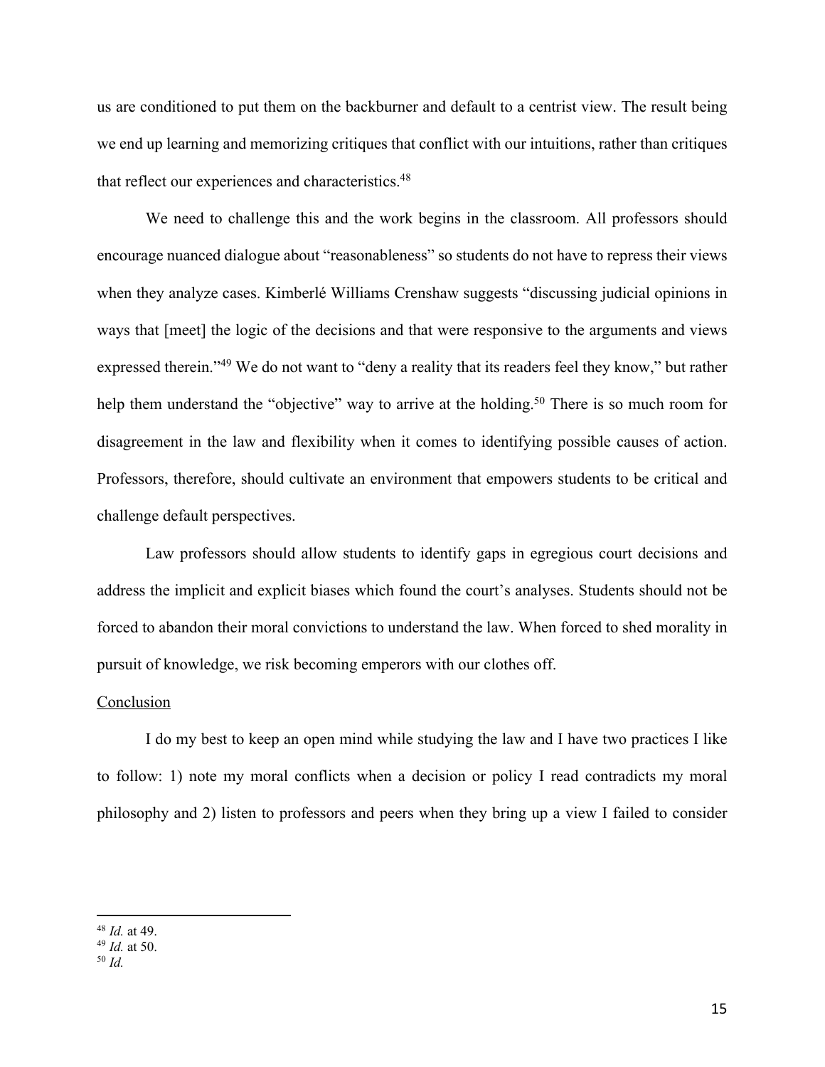us are conditioned to put them on the backburner and default to a centrist view. The result being we end up learning and memorizing critiques that conflict with our intuitions, rather than critiques that reflect our experiences and characteristics.[48]

We need to challenge this and the work begins in the classroom. All professors should encourage nuanced dialogue about "reasonableness" so students do not have to repress their views when they analyze cases. Kimberlé Williams Crenshaw suggests "discussing judicial opinions in ways that [meet] the logic of the decisions and that were responsive to the arguments and views expressed therein."[49] We do not want to "deny a reality that its readers feel they know," but rather help them understand the "objective" way to arrive at the holding.[50] There is so much room for disagreement in the law and flexibility when it comes to identifying possible causes of action. Professors, therefore, should cultivate an environment that empowers students to be critical and challenge default perspectives.

Law professors should allow students to identify gaps in egregious court decisions and address the implicit and explicit biases which found the court's analyses. Students should not be forced to abandon their moral convictions to understand the law. When forced to shed morality in pursuit of knowledge, we risk becoming emperors with our clothes off.

<u>Conclusion</u>

I do my best to keep an open mind while studying the law and I have two practices I like to follow: 1) note my moral conflicts when a decision or policy I read contradicts my moral philosophy and 2) listen to professors and peers when they bring up a view I failed to consider

---

[48] *Id.* at 49.
[49] *Id.* at 50.
[50] *Id.*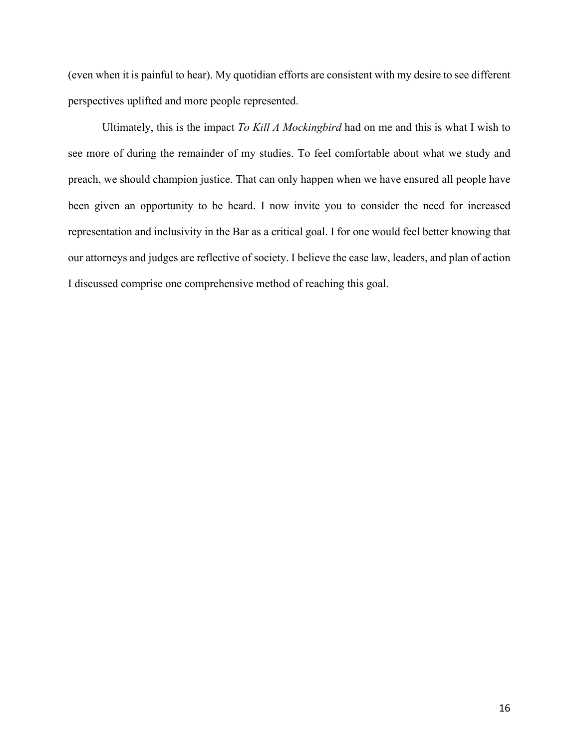(even when it is painful to hear). My quotidian efforts are consistent with my desire to see different perspectives uplifted and more people represented.

Ultimately, this is the impact *To Kill A Mockingbird* had on me and this is what I wish to see more of during the remainder of my studies. To feel comfortable about what we study and preach, we should champion justice. That can only happen when we have ensured all people have been given an opportunity to be heard. I now invite you to consider the need for increased representation and inclusivity in the Bar as a critical goal. I for one would feel better knowing that our attorneys and judges are reflective of society. I believe the case law, leaders, and plan of action I discussed comprise one comprehensive method of reaching this goal.